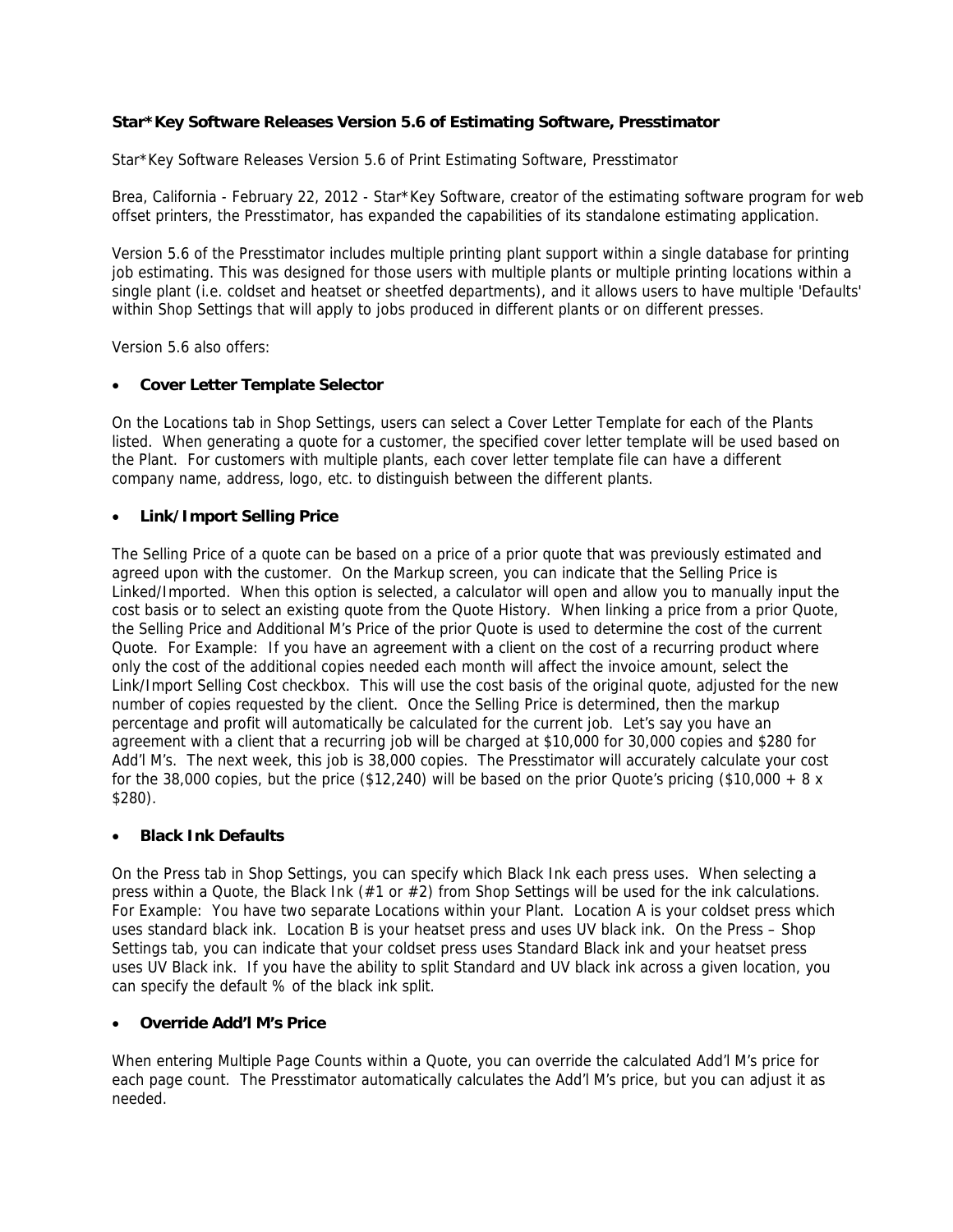**Star*Key Software Releases Version 5.6 of Estimating Software, Presstimator**

Star*Key Software Releases Version 5.6 of Print Estimating Software, Presstimator

Brea, California - February 22, 2012 - Star*Key Software, creator of the estimating software program for web offset printers, the Presstimator, has expanded the capabilities of its standalone estimating application.

Version 5.6 of the Presstimator includes multiple printing plant support within a single database for printing job estimating. This was designed for those users with multiple plants or multiple printing locations within a single plant (i.e. coldset and heatset or sheetfed departments), and it allows users to have multiple 'Defaults' within Shop Settings that will apply to jobs produced in different plants or on different presses.

Version 5.6 also offers:

- **Cover Letter Template Selector**

On the Locations tab in Shop Settings, users can select a Cover Letter Template for each of the Plants listed. When generating a quote for a customer, the specified cover letter template will be used based on the Plant. For customers with multiple plants, each cover letter template file can have a different company name, address, logo, etc. to distinguish between the different plants.

- **Link/Import Selling Price**

The Selling Price of a quote can be based on a price of a prior quote that was previously estimated and agreed upon with the customer. On the Markup screen, you can indicate that the Selling Price is Linked/Imported. When this option is selected, a calculator will open and allow you to manually input the cost basis or to select an existing quote from the Quote History. When linking a price from a prior Quote, the Selling Price and Additional M's Price of the prior Quote is used to determine the cost of the current Quote. For Example: If you have an agreement with a client on the cost of a recurring product where only the cost of the additional copies needed each month will affect the invoice amount, select the Link/Import Selling Cost checkbox. This will use the cost basis of the original quote, adjusted for the new number of copies requested by the client. Once the Selling Price is determined, then the markup percentage and profit will automatically be calculated for the current job. Let's say you have an agreement with a client that a recurring job will be charged at $10,000 for 30,000 copies and $280 for Add'l M's. The next week, this job is 38,000 copies. The Presstimator will accurately calculate your cost for the 38,000 copies, but the price ($12,240) will be based on the prior Quote's pricing ($10,000 + 8 x $280).

- **Black Ink Defaults**

On the Press tab in Shop Settings, you can specify which Black Ink each press uses. When selecting a press within a Quote, the Black Ink (#1 or #2) from Shop Settings will be used for the ink calculations. For Example: You have two separate Locations within your Plant. Location A is your coldset press which uses standard black ink. Location B is your heatset press and uses UV black ink. On the Press – Shop Settings tab, you can indicate that your coldset press uses Standard Black ink and your heatset press uses UV Black ink. If you have the ability to split Standard and UV black ink across a given location, you can specify the default % of the black ink split.

- **Override Add'l M's Price**

When entering Multiple Page Counts within a Quote, you can override the calculated Add'l M's price for each page count. The Presstimator automatically calculates the Add'l M's price, but you can adjust it as needed.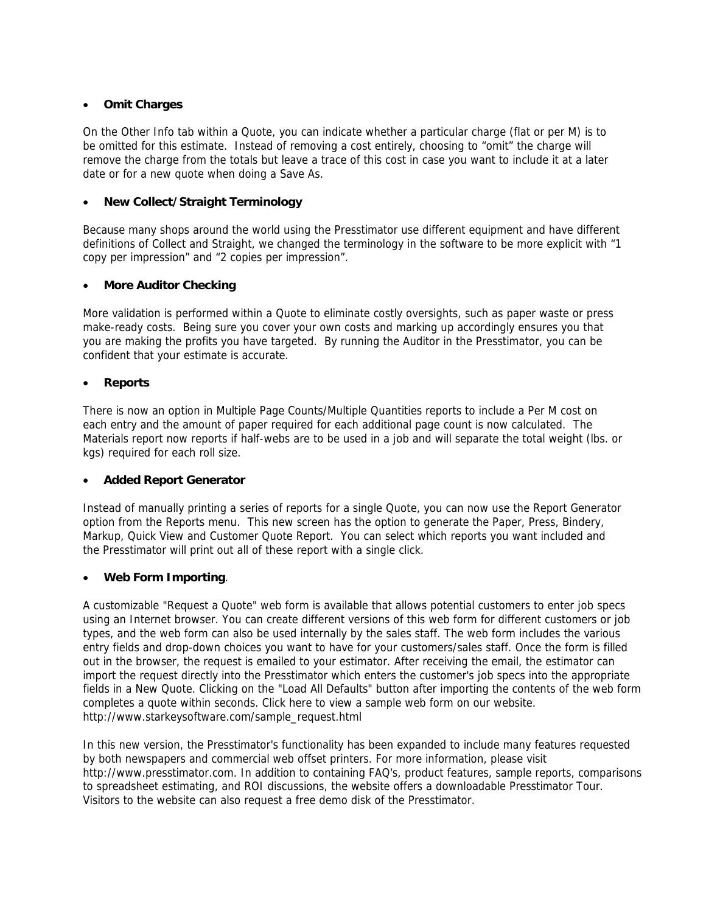- **Omit Charges**

On the Other Info tab within a Quote, you can indicate whether a particular charge (flat or per M) is to be omitted for this estimate. Instead of removing a cost entirely, choosing to “omit” the charge will remove the charge from the totals but leave a trace of this cost in case you want to include it at a later date or for a new quote when doing a Save As.

- **New Collect/Straight Terminology**

Because many shops around the world using the Presstimator use different equipment and have different definitions of Collect and Straight, we changed the terminology in the software to be more explicit with “1 copy per impression” and “2 copies per impression”.

- **More Auditor Checking**

More validation is performed within a Quote to eliminate costly oversights, such as paper waste or press make-ready costs. Being sure you cover your own costs and marking up accordingly ensures you that you are making the profits you have targeted. By running the Auditor in the Presstimator, you can be confident that your estimate is accurate.

- **Reports**

There is now an option in Multiple Page Counts/Multiple Quantities reports to include a Per M cost on each entry and the amount of paper required for each additional page count is now calculated. The Materials report now reports if half-webs are to be used in a job and will separate the total weight (lbs. or kgs) required for each roll size.

- **Added Report Generator**

Instead of manually printing a series of reports for a single Quote, you can now use the Report Generator option from the Reports menu. This new screen has the option to generate the Paper, Press, Bindery, Markup, Quick View and Customer Quote Report. You can select which reports you want included and the Presstimator will print out all of these report with a single click.

- **Web Form Importing**.

A customizable "Request a Quote" web form is available that allows potential customers to enter job specs using an Internet browser. You can create different versions of this web form for different customers or job types, and the web form can also be used internally by the sales staff. The web form includes the various entry fields and drop-down choices you want to have for your customers/sales staff. Once the form is filled out in the browser, the request is emailed to your estimator. After receiving the email, the estimator can import the request directly into the Presstimator which enters the customer's job specs into the appropriate fields in a New Quote. Clicking on the "Load All Defaults" button after importing the contents of the web form completes a quote within seconds. Click here to view a sample web form on our website. http://www.starkeysoftware.com/sample_request.html

In this new version, the Presstimator's functionality has been expanded to include many features requested by both newspapers and commercial web offset printers. For more information, please visit http://www.presstimator.com. In addition to containing FAQ's, product features, sample reports, comparisons to spreadsheet estimating, and ROI discussions, the website offers a downloadable Presstimator Tour. Visitors to the website can also request a free demo disk of the Presstimator.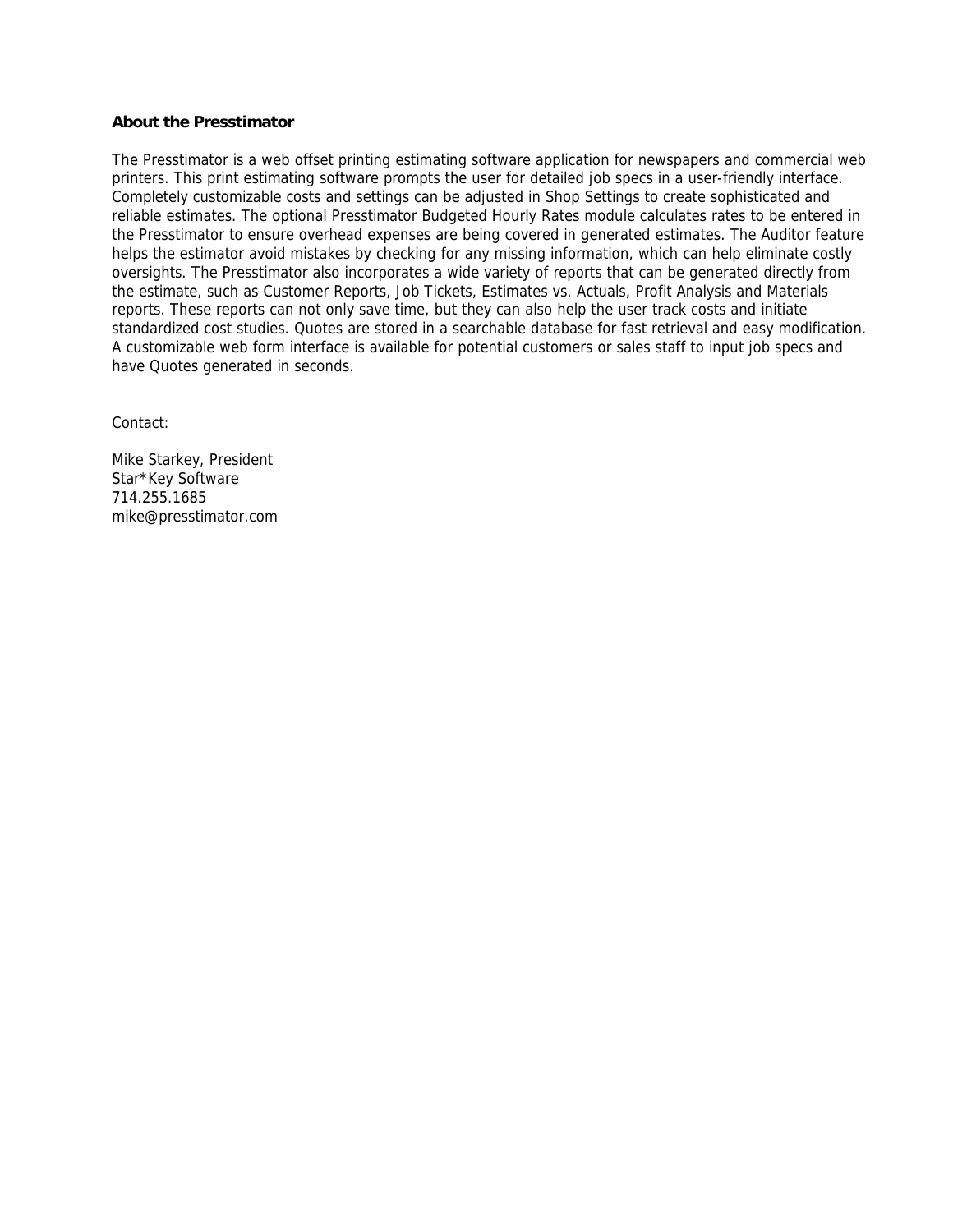**About the Presstimator**

The Presstimator is a web offset printing estimating software application for newspapers and commercial web printers. This print estimating software prompts the user for detailed job specs in a user-friendly interface. Completely customizable costs and settings can be adjusted in Shop Settings to create sophisticated and reliable estimates. The optional Presstimator Budgeted Hourly Rates module calculates rates to be entered in the Presstimator to ensure overhead expenses are being covered in generated estimates. The Auditor feature helps the estimator avoid mistakes by checking for any missing information, which can help eliminate costly oversights. The Presstimator also incorporates a wide variety of reports that can be generated directly from the estimate, such as Customer Reports, Job Tickets, Estimates vs. Actuals, Profit Analysis and Materials reports. These reports can not only save time, but they can also help the user track costs and initiate standardized cost studies. Quotes are stored in a searchable database for fast retrieval and easy modification. A customizable web form interface is available for potential customers or sales staff to input job specs and have Quotes generated in seconds.

Contact:

Mike Starkey, President
Star*Key Software
714.255.1685
mike@presstimator.com